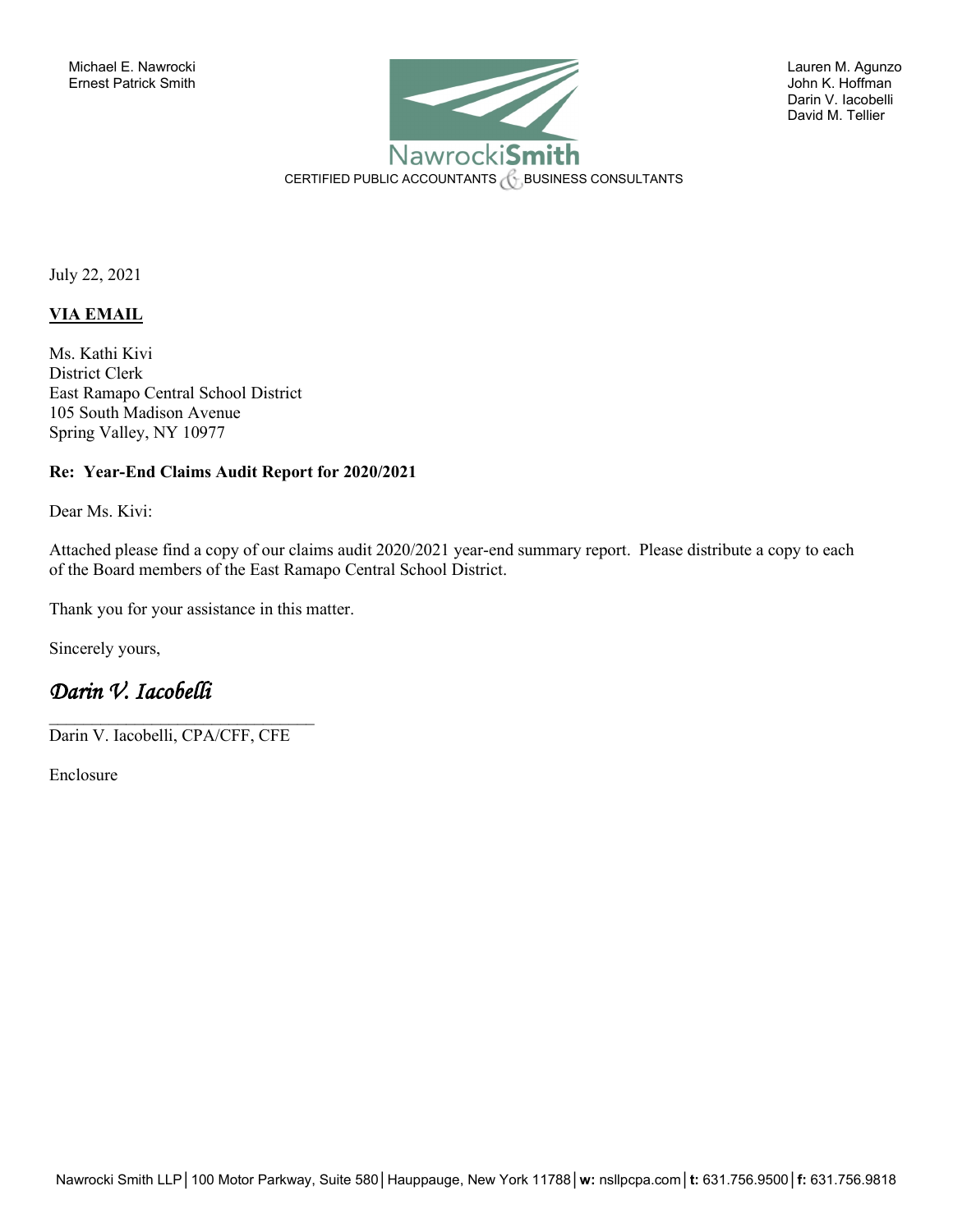Michael E. Nawrocki
Ernest Patrick Smith

NawrockiSmith
CERTIFIED PUBLIC ACCOUNTANTS & BUSINESS CONSULTANTS

Lauren M. Agunzo
John K. Hoffman
Darin V. Iacobelli
David M. Tellier

July 22, 2021

**VIA EMAIL**

Ms. Kathi Kivi
District Clerk
East Ramapo Central School District
105 South Madison Avenue
Spring Valley, NY 10977

**Re: Year-End Claims Audit Report for 2020/2021**

Dear Ms. Kivi:

Attached please find a copy of our claims audit 2020/2021 year-end summary report. Please distribute a copy to each of the Board members of the East Ramapo Central School District.

Thank you for your assistance in this matter.

Sincerely yours,

*Darin V. Iacobelli*

Darin V. Iacobelli, CPA/CFF, CFE

Enclosure

Nawrocki Smith LLP | 100 Motor Parkway, Suite 580 | Hauppauge, New York 11788 | **w:** nsllpcpa.com | **t:** 631.756.9500 | **f:** 631.756.9818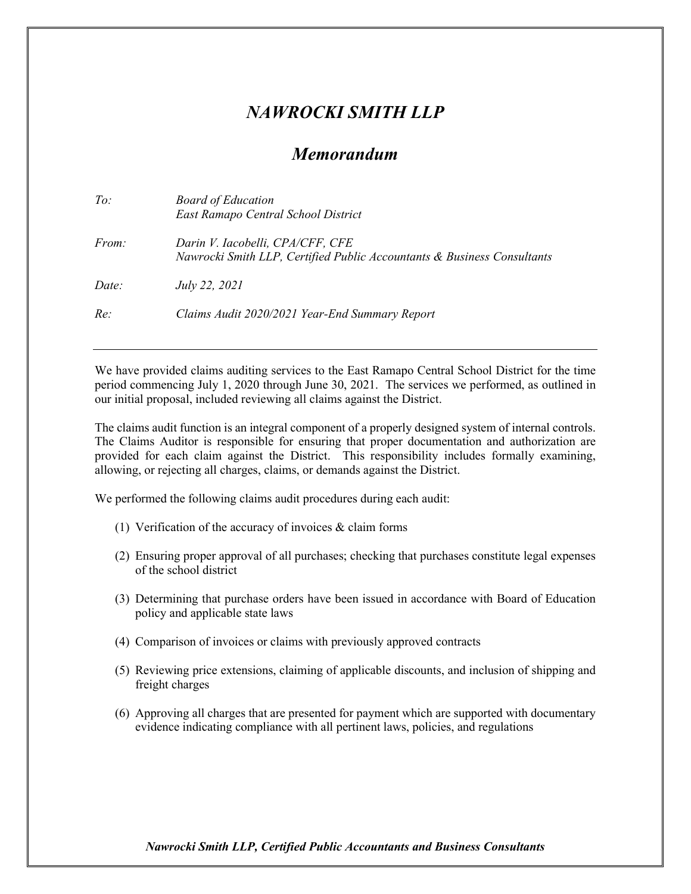# *NAWROCKI SMITH LLP*

## *Memorandum*

*To:* *Board of Education*
*East Ramapo Central School District*

*From:* *Darin V. Iacobelli, CPA/CFF, CFE*
*Nawrocki Smith LLP, Certified Public Accountants & Business Consultants*

*Date:* *July 22, 2021*

*Re:* *Claims Audit 2020/2021 Year-End Summary Report*

---

We have provided claims auditing services to the East Ramapo Central School District for the time period commencing July 1, 2020 through June 30, 2021. The services we performed, as outlined in our initial proposal, included reviewing all claims against the District.

The claims audit function is an integral component of a properly designed system of internal controls. The Claims Auditor is responsible for ensuring that proper documentation and authorization are provided for each claim against the District. This responsibility includes formally examining, allowing, or rejecting all charges, claims, or demands against the District.

We performed the following claims audit procedures during each audit:

(1) Verification of the accuracy of invoices & claim forms

(2) Ensuring proper approval of all purchases; checking that purchases constitute legal expenses of the school district

(3) Determining that purchase orders have been issued in accordance with Board of Education policy and applicable state laws

(4) Comparison of invoices or claims with previously approved contracts

(5) Reviewing price extensions, claiming of applicable discounts, and inclusion of shipping and freight charges

(6) Approving all charges that are presented for payment which are supported with documentary evidence indicating compliance with all pertinent laws, policies, and regulations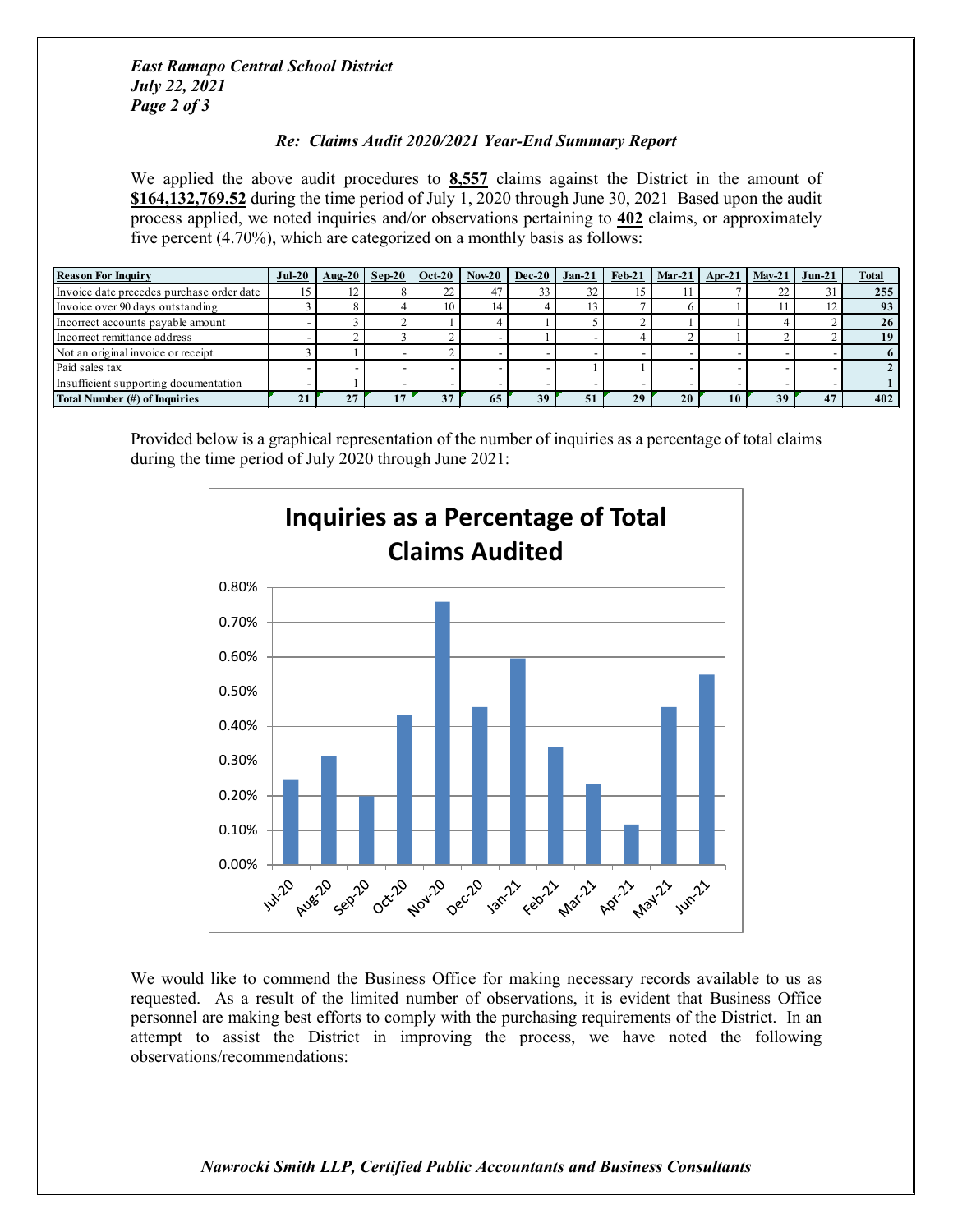*East Ramapo Central School District*
*July 22, 2021*
*Page 2 of 3*

***Re: Claims Audit 2020/2021 Year-End Summary Report***

We applied the above audit procedures to **8,557** claims against the District in the amount of **$164,132,769.52** during the time period of July 1, 2020 through June 30, 2021 Based upon the audit process applied, we noted inquiries and/or observations pertaining to **402** claims, or approximately five percent (4.70%), which are categorized on a monthly basis as follows:

| Reason For Inquiry | Jul-20 | Aug-20 | Sep-20 | Oct-20 | Nov-20 | Dec-20 | Jan-21 | Feb-21 | Mar-21 | Apr-21 | May-21 | Jun-21 | Total |
|---|---|---|---|---|---|---|---|---|---|---|---|---|---|
| Invoice date precedes purchase order date | 15 | 12 | 8 | 22 | 47 | 33 | 32 | 15 | 11 | 7 | 22 | 31 | **255** |
| Invoice over 90 days outstanding | 3 | 8 | 4 | 10 | 14 | 4 | 13 | 7 | 6 | 1 | 11 | 12 | **93** |
| Incorrect accounts payable amount | - | 3 | 2 | 1 | 4 | 1 | 5 | 2 | 1 | 1 | 4 | 2 | **26** |
| Incorrect remittance address | - | 2 | 3 | 2 | - | 1 | - | 4 | 2 | 1 | 2 | 2 | **19** |
| Not an original invoice or receipt | 3 | 1 | - | 2 | - | - | - | - | - | - | - | - | **6** |
| Paid sales tax | - | - | - | - | - | - | 1 | 1 | - | - | - | - | **2** |
| Insufficient supporting documentation | - | 1 | - | - | - | - | - | - | - | - | - | - | **1** |
| **Total Number (#) of Inquiries** | **21** | **27** | **17** | **37** | **65** | **39** | **51** | **29** | **20** | **10** | **39** | **47** | **402** |

Provided below is a graphical representation of the number of inquiries as a percentage of total claims during the time period of July 2020 through June 2021:

**Inquiries as a Percentage of Total Claims Audited**

We would like to commend the Business Office for making necessary records available to us as requested. As a result of the limited number of observations, it is evident that Business Office personnel are making best efforts to comply with the purchasing requirements of the District. In an attempt to assist the District in improving the process, we have noted the following observations/recommendations: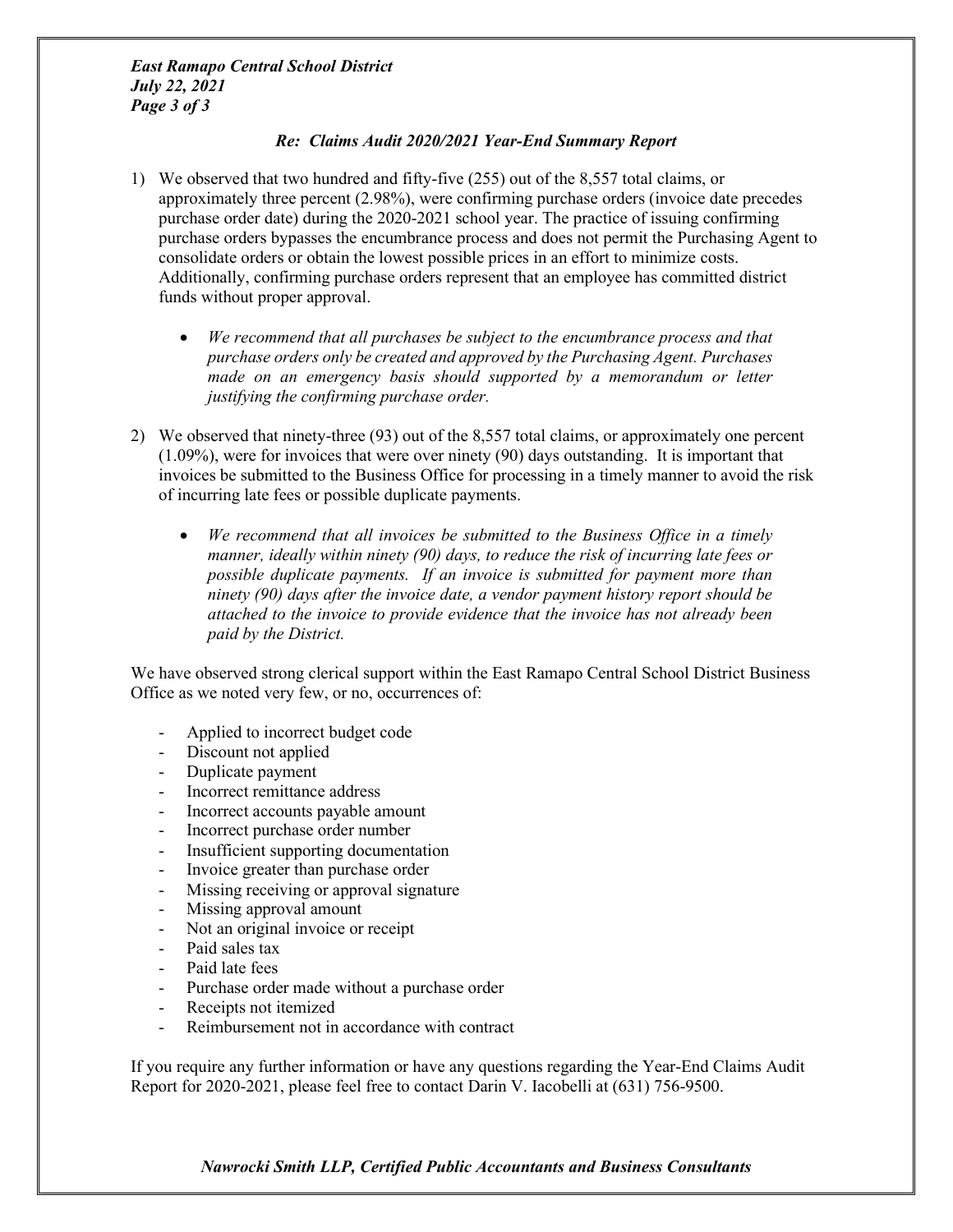*Re: Claims Audit 2020/2021 Year-End Summary Report*

1) We observed that two hundred and fifty-five (255) out of the 8,557 total claims, or approximately three percent (2.98%), were confirming purchase orders (invoice date precedes purchase order date) during the 2020-2021 school year. The practice of issuing confirming purchase orders bypasses the encumbrance process and does not permit the Purchasing Agent to consolidate orders or obtain the lowest possible prices in an effort to minimize costs. Additionally, confirming purchase orders represent that an employee has committed district funds without proper approval.

    - *We recommend that all purchases be subject to the encumbrance process and that purchase orders only be created and approved by the Purchasing Agent. Purchases made on an emergency basis should supported by a memorandum or letter justifying the confirming purchase order.*

2) We observed that ninety-three (93) out of the 8,557 total claims, or approximately one percent (1.09%), were for invoices that were over ninety (90) days outstanding. It is important that invoices be submitted to the Business Office for processing in a timely manner to avoid the risk of incurring late fees or possible duplicate payments.

    - *We recommend that all invoices be submitted to the Business Office in a timely manner, ideally within ninety (90) days, to reduce the risk of incurring late fees or possible duplicate payments. If an invoice is submitted for payment more than ninety (90) days after the invoice date, a vendor payment history report should be attached to the invoice to provide evidence that the invoice has not already been paid by the District.*

We have observed strong clerical support within the East Ramapo Central School District Business Office as we noted very few, or no, occurrences of:

- Applied to incorrect budget code
- Discount not applied
- Duplicate payment
- Incorrect remittance address
- Incorrect accounts payable amount
- Incorrect purchase order number
- Insufficient supporting documentation
- Invoice greater than purchase order
- Missing receiving or approval signature
- Missing approval amount
- Not an original invoice or receipt
- Paid sales tax
- Paid late fees
- Purchase order made without a purchase order
- Receipts not itemized
- Reimbursement not in accordance with contract

If you require any further information or have any questions regarding the Year-End Claims Audit Report for 2020-2021, please feel free to contact Darin V. Iacobelli at (631) 756-9500.